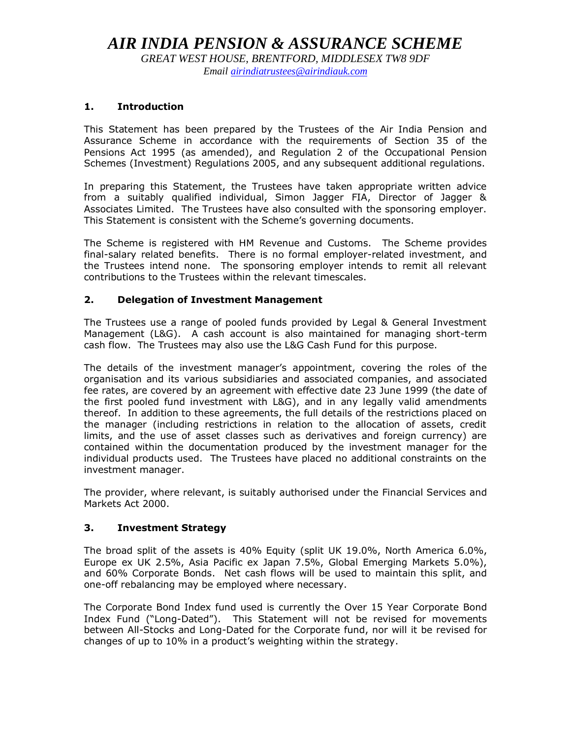# *AIR INDIA PENSION & ASSURANCE SCHEME*

*GREAT WEST HOUSE, BRENTFORD, MIDDLESEX TW8 9DF*
*Email airindiatrustees@airindiauk.com*

## 1. Introduction

This Statement has been prepared by the Trustees of the Air India Pension and Assurance Scheme in accordance with the requirements of Section 35 of the Pensions Act 1995 (as amended), and Regulation 2 of the Occupational Pension Schemes (Investment) Regulations 2005, and any subsequent additional regulations.

In preparing this Statement, the Trustees have taken appropriate written advice from a suitably qualified individual, Simon Jagger FIA, Director of Jagger & Associates Limited. The Trustees have also consulted with the sponsoring employer. This Statement is consistent with the Scheme's governing documents.

The Scheme is registered with HM Revenue and Customs. The Scheme provides final-salary related benefits. There is no formal employer-related investment, and the Trustees intend none. The sponsoring employer intends to remit all relevant contributions to the Trustees within the relevant timescales.

## 2. Delegation of Investment Management

The Trustees use a range of pooled funds provided by Legal & General Investment Management (L&G). A cash account is also maintained for managing short-term cash flow. The Trustees may also use the L&G Cash Fund for this purpose.

The details of the investment manager's appointment, covering the roles of the organisation and its various subsidiaries and associated companies, and associated fee rates, are covered by an agreement with effective date 23 June 1999 (the date of the first pooled fund investment with L&G), and in any legally valid amendments thereof. In addition to these agreements, the full details of the restrictions placed on the manager (including restrictions in relation to the allocation of assets, credit limits, and the use of asset classes such as derivatives and foreign currency) are contained within the documentation produced by the investment manager for the individual products used. The Trustees have placed no additional constraints on the investment manager.

The provider, where relevant, is suitably authorised under the Financial Services and Markets Act 2000.

## 3. Investment Strategy

The broad split of the assets is 40% Equity (split UK 19.0%, North America 6.0%, Europe ex UK 2.5%, Asia Pacific ex Japan 7.5%, Global Emerging Markets 5.0%), and 60% Corporate Bonds. Net cash flows will be used to maintain this split, and one-off rebalancing may be employed where necessary.

The Corporate Bond Index fund used is currently the Over 15 Year Corporate Bond Index Fund ("Long-Dated"). This Statement will not be revised for movements between All-Stocks and Long-Dated for the Corporate fund, nor will it be revised for changes of up to 10% in a product's weighting within the strategy.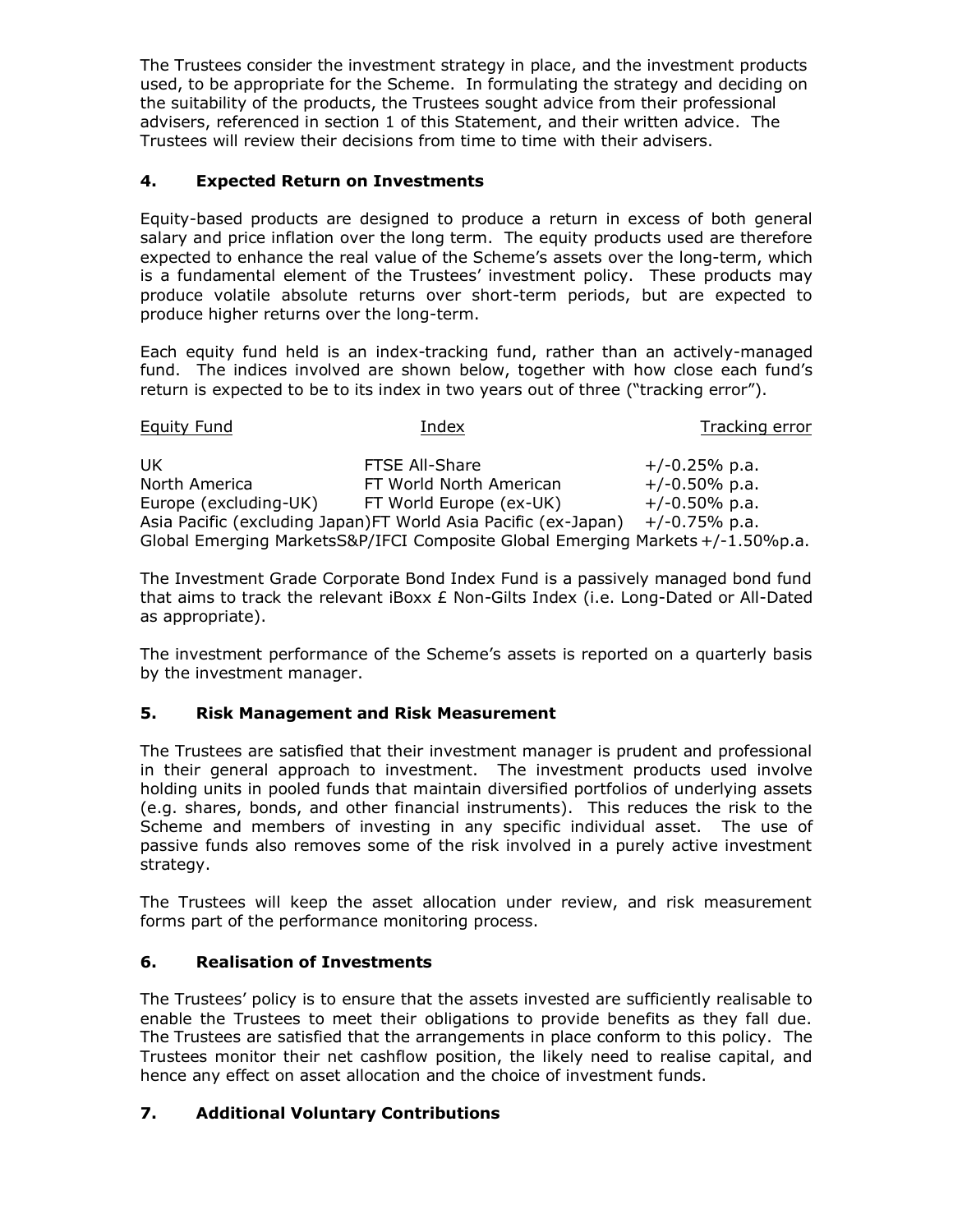The Trustees consider the investment strategy in place, and the investment products used, to be appropriate for the Scheme. In formulating the strategy and deciding on the suitability of the products, the Trustees sought advice from their professional advisers, referenced in section 1 of this Statement, and their written advice. The Trustees will review their decisions from time to time with their advisers.

## 4. Expected Return on Investments

Equity-based products are designed to produce a return in excess of both general salary and price inflation over the long term. The equity products used are therefore expected to enhance the real value of the Scheme's assets over the long-term, which is a fundamental element of the Trustees' investment policy. These products may produce volatile absolute returns over short-term periods, but are expected to produce higher returns over the long-term.

Each equity fund held is an index-tracking fund, rather than an actively-managed fund. The indices involved are shown below, together with how close each fund's return is expected to be to its index in two years out of three ("tracking error").

| Equity Fund | Index | Tracking error |
| --- | --- | --- |
| UK | FTSE All-Share | +/-0.25% p.a. |
| North America | FT World North American | +/-0.50% p.a. |
| Europe (excluding-UK) | FT World Europe (ex-UK) | +/-0.50% p.a. |
| Asia Pacific (excluding Japan) | FT World Asia Pacific (ex-Japan) | +/-0.75% p.a. |
| Global Emerging Markets | S&P/IFCI Composite Global Emerging Markets | +/-1.50%p.a. |

The Investment Grade Corporate Bond Index Fund is a passively managed bond fund that aims to track the relevant iBoxx £ Non-Gilts Index (i.e. Long-Dated or All-Dated as appropriate).

The investment performance of the Scheme's assets is reported on a quarterly basis by the investment manager.

## 5. Risk Management and Risk Measurement

The Trustees are satisfied that their investment manager is prudent and professional in their general approach to investment. The investment products used involve holding units in pooled funds that maintain diversified portfolios of underlying assets (e.g. shares, bonds, and other financial instruments). This reduces the risk to the Scheme and members of investing in any specific individual asset. The use of passive funds also removes some of the risk involved in a purely active investment strategy.

The Trustees will keep the asset allocation under review, and risk measurement forms part of the performance monitoring process.

## 6. Realisation of Investments

The Trustees' policy is to ensure that the assets invested are sufficiently realisable to enable the Trustees to meet their obligations to provide benefits as they fall due. The Trustees are satisfied that the arrangements in place conform to this policy. The Trustees monitor their net cashflow position, the likely need to realise capital, and hence any effect on asset allocation and the choice of investment funds.

## 7. Additional Voluntary Contributions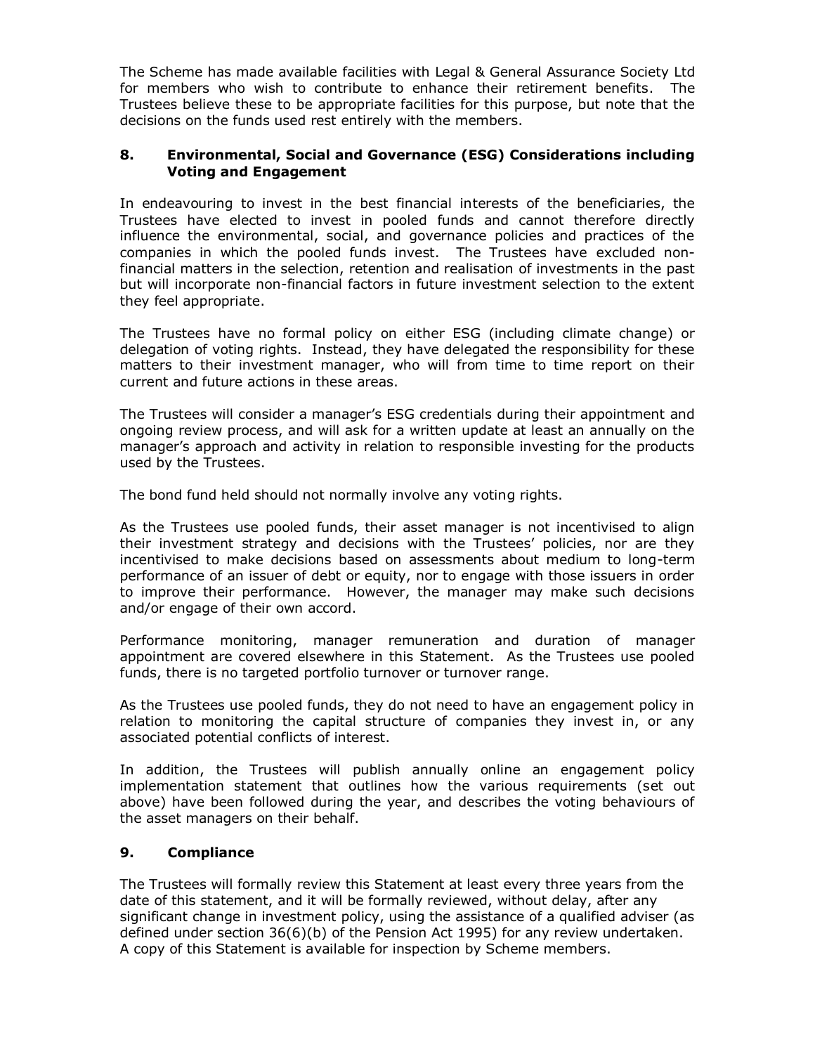The Scheme has made available facilities with Legal & General Assurance Society Ltd for members who wish to contribute to enhance their retirement benefits. The Trustees believe these to be appropriate facilities for this purpose, but note that the decisions on the funds used rest entirely with the members.

## 8. Environmental, Social and Governance (ESG) Considerations including Voting and Engagement

In endeavouring to invest in the best financial interests of the beneficiaries, the Trustees have elected to invest in pooled funds and cannot therefore directly influence the environmental, social, and governance policies and practices of the companies in which the pooled funds invest. The Trustees have excluded non-financial matters in the selection, retention and realisation of investments in the past but will incorporate non-financial factors in future investment selection to the extent they feel appropriate.

The Trustees have no formal policy on either ESG (including climate change) or delegation of voting rights. Instead, they have delegated the responsibility for these matters to their investment manager, who will from time to time report on their current and future actions in these areas.

The Trustees will consider a manager's ESG credentials during their appointment and ongoing review process, and will ask for a written update at least an annually on the manager's approach and activity in relation to responsible investing for the products used by the Trustees.

The bond fund held should not normally involve any voting rights.

As the Trustees use pooled funds, their asset manager is not incentivised to align their investment strategy and decisions with the Trustees' policies, nor are they incentivised to make decisions based on assessments about medium to long-term performance of an issuer of debt or equity, nor to engage with those issuers in order to improve their performance. However, the manager may make such decisions and/or engage of their own accord.

Performance monitoring, manager remuneration and duration of manager appointment are covered elsewhere in this Statement. As the Trustees use pooled funds, there is no targeted portfolio turnover or turnover range.

As the Trustees use pooled funds, they do not need to have an engagement policy in relation to monitoring the capital structure of companies they invest in, or any associated potential conflicts of interest.

In addition, the Trustees will publish annually online an engagement policy implementation statement that outlines how the various requirements (set out above) have been followed during the year, and describes the voting behaviours of the asset managers on their behalf.

## 9. Compliance

The Trustees will formally review this Statement at least every three years from the date of this statement, and it will be formally reviewed, without delay, after any significant change in investment policy, using the assistance of a qualified adviser (as defined under section 36(6)(b) of the Pension Act 1995) for any review undertaken. A copy of this Statement is available for inspection by Scheme members.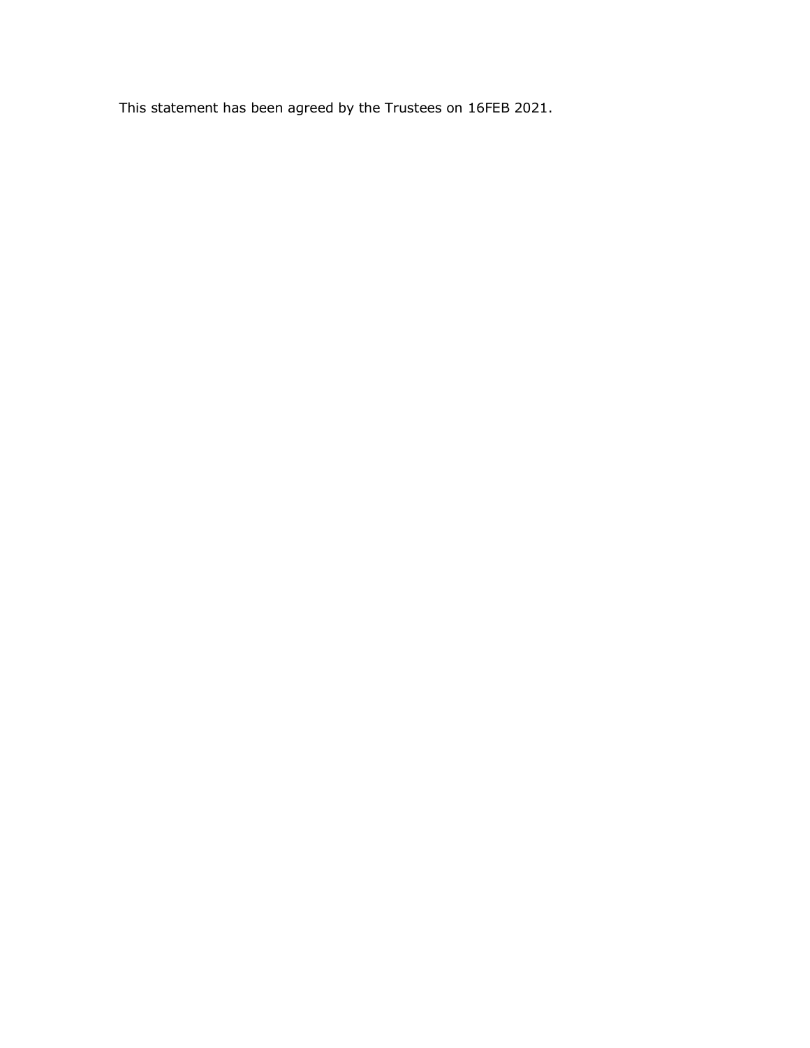This statement has been agreed by the Trustees on 16FEB 2021.